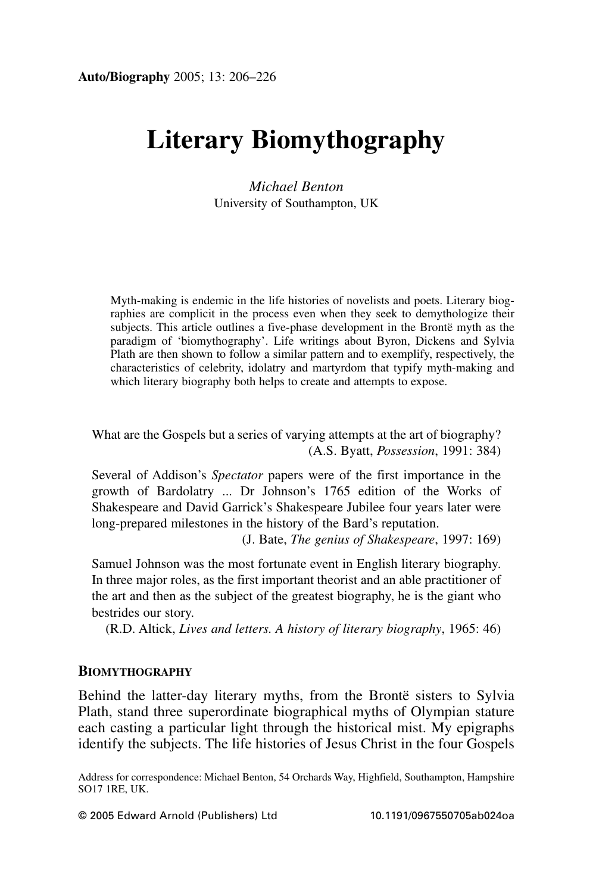# Literary Biomythography

*Michael Benton*
University of Southampton, UK

Myth-making is endemic in the life histories of novelists and poets. Literary biographies are complicit in the process even when they seek to demythologize their subjects. This article outlines a five-phase development in the Brontë myth as the paradigm of 'biomythography'. Life writings about Byron, Dickens and Sylvia Plath are then shown to follow a similar pattern and to exemplify, respectively, the characteristics of celebrity, idolatry and martyrdom that typify myth-making and which literary biography both helps to create and attempts to expose.

> What are the Gospels but a series of varying attempts at the art of biography?
> (A.S. Byatt, *Possession*, 1991: 384)

> Several of Addison's *Spectator* papers were of the first importance in the growth of Bardolatry ... Dr Johnson's 1765 edition of the Works of Shakespeare and David Garrick's Shakespeare Jubilee four years later were long-prepared milestones in the history of the Bard's reputation.
> (J. Bate, *The genius of Shakespeare*, 1997: 169)

> Samuel Johnson was the most fortunate event in English literary biography. In three major roles, as the first important theorist and an able practitioner of the art and then as the subject of the greatest biography, he is the giant who bestrides our story.
> (R.D. Altick, *Lives and letters. A history of literary biography*, 1965: 46)

## BIOMYTHOGRAPHY

Behind the latter-day literary myths, from the Brontë sisters to Sylvia Plath, stand three superordinate biographical myths of Olympian stature each casting a particular light through the historical mist. My epigraphs identify the subjects. The life histories of Jesus Christ in the four Gospels

Address for correspondence: Michael Benton, 54 Orchards Way, Highfield, Southampton, Hampshire SO17 1RE, UK.

© 2005 Edward Arnold (Publishers) Ltd 10.1191/0967550705ab024oa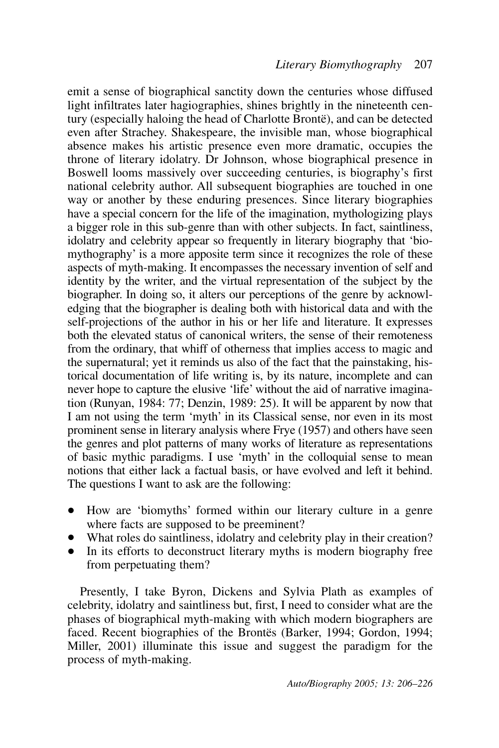emit a sense of biographical sanctity down the centuries whose diffused light infiltrates later hagiographies, shines brightly in the nineteenth century (especially haloing the head of Charlotte Brontë), and can be detected even after Strachey. Shakespeare, the invisible man, whose biographical absence makes his artistic presence even more dramatic, occupies the throne of literary idolatry. Dr Johnson, whose biographical presence in Boswell looms massively over succeeding centuries, is biography's first national celebrity author. All subsequent biographies are touched in one way or another by these enduring presences. Since literary biographies have a special concern for the life of the imagination, mythologizing plays a bigger role in this sub-genre than with other subjects. In fact, saintliness, idolatry and celebrity appear so frequently in literary biography that 'biomythography' is a more apposite term since it recognizes the role of these aspects of myth-making. It encompasses the necessary invention of self and identity by the writer, and the virtual representation of the subject by the biographer. In doing so, it alters our perceptions of the genre by acknowledging that the biographer is dealing both with historical data and with the self-projections of the author in his or her life and literature. It expresses both the elevated status of canonical writers, the sense of their remoteness from the ordinary, that whiff of otherness that implies access to magic and the supernatural; yet it reminds us also of the fact that the painstaking, historical documentation of life writing is, by its nature, incomplete and can never hope to capture the elusive 'life' without the aid of narrative imagination (Runyan, 1984: 77; Denzin, 1989: 25). It will be apparent by now that I am not using the term 'myth' in its Classical sense, nor even in its most prominent sense in literary analysis where Frye (1957) and others have seen the genres and plot patterns of many works of literature as representations of basic mythic paradigms. I use 'myth' in the colloquial sense to mean notions that either lack a factual basis, or have evolved and left it behind. The questions I want to ask are the following:

- How are 'biomyths' formed within our literary culture in a genre where facts are supposed to be preeminent?
- What roles do saintliness, idolatry and celebrity play in their creation?
- In its efforts to deconstruct literary myths is modern biography free from perpetuating them?

Presently, I take Byron, Dickens and Sylvia Plath as examples of celebrity, idolatry and saintliness but, first, I need to consider what are the phases of biographical myth-making with which modern biographers are faced. Recent biographies of the Brontës (Barker, 1994; Gordon, 1994; Miller, 2001) illuminate this issue and suggest the paradigm for the process of myth-making.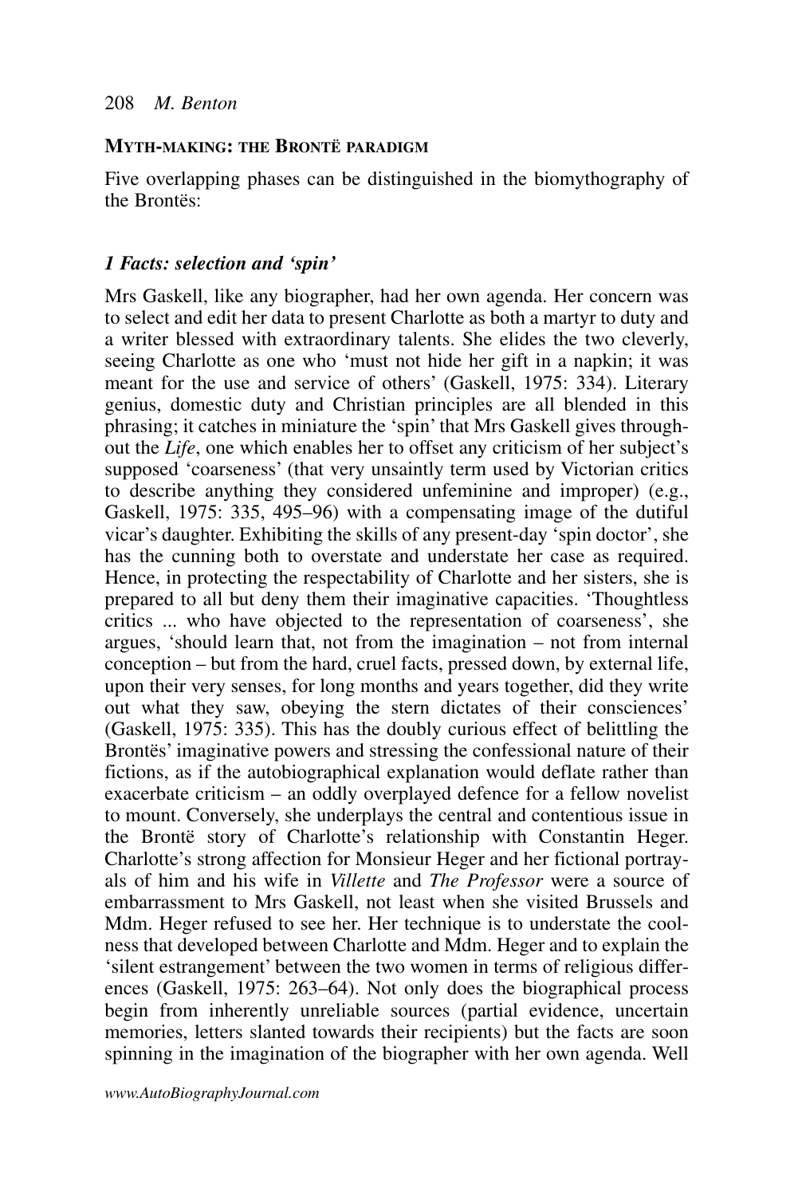## Myth-making: the Brontë paradigm

Five overlapping phases can be distinguished in the biomythography of the Brontës:

### *1 Facts: selection and 'spin'*

Mrs Gaskell, like any biographer, had her own agenda. Her concern was to select and edit her data to present Charlotte as both a martyr to duty and a writer blessed with extraordinary talents. She elides the two cleverly, seeing Charlotte as one who 'must not hide her gift in a napkin; it was meant for the use and service of others' (Gaskell, 1975: 334). Literary genius, domestic duty and Christian principles are all blended in this phrasing; it catches in miniature the 'spin' that Mrs Gaskell gives throughout the *Life*, one which enables her to offset any criticism of her subject's supposed 'coarseness' (that very unsaintly term used by Victorian critics to describe anything they considered unfeminine and improper) (e.g., Gaskell, 1975: 335, 495–96) with a compensating image of the dutiful vicar's daughter. Exhibiting the skills of any present-day 'spin doctor', she has the cunning both to overstate and understate her case as required. Hence, in protecting the respectability of Charlotte and her sisters, she is prepared to all but deny them their imaginative capacities. 'Thoughtless critics ... who have objected to the representation of coarseness', she argues, 'should learn that, not from the imagination – not from internal conception – but from the hard, cruel facts, pressed down, by external life, upon their very senses, for long months and years together, did they write out what they saw, obeying the stern dictates of their consciences' (Gaskell, 1975: 335). This has the doubly curious effect of belittling the Brontës' imaginative powers and stressing the confessional nature of their fictions, as if the autobiographical explanation would deflate rather than exacerbate criticism – an oddly overplayed defence for a fellow novelist to mount. Conversely, she underplays the central and contentious issue in the Brontë story of Charlotte's relationship with Constantin Heger. Charlotte's strong affection for Monsieur Heger and her fictional portrayals of him and his wife in *Villette* and *The Professor* were a source of embarrassment to Mrs Gaskell, not least when she visited Brussels and Mdm. Heger refused to see her. Her technique is to understate the coolness that developed between Charlotte and Mdm. Heger and to explain the 'silent estrangement' between the two women in terms of religious differences (Gaskell, 1975: 263–64). Not only does the biographical process begin from inherently unreliable sources (partial evidence, uncertain memories, letters slanted towards their recipients) but the facts are soon spinning in the imagination of the biographer with her own agenda. Well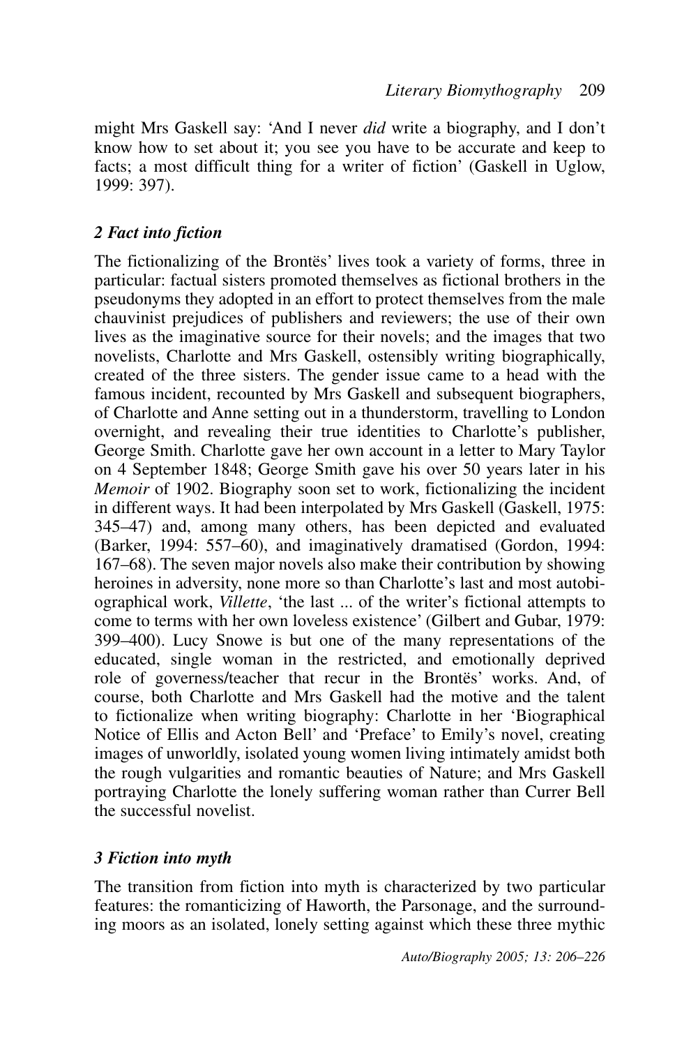might Mrs Gaskell say: 'And I never *did* write a biography, and I don't know how to set about it; you see you have to be accurate and keep to facts; a most difficult thing for a writer of fiction' (Gaskell in Uglow, 1999: 397).

### *2 Fact into fiction*

The fictionalizing of the Brontës' lives took a variety of forms, three in particular: factual sisters promoted themselves as fictional brothers in the pseudonyms they adopted in an effort to protect themselves from the male chauvinist prejudices of publishers and reviewers; the use of their own lives as the imaginative source for their novels; and the images that two novelists, Charlotte and Mrs Gaskell, ostensibly writing biographically, created of the three sisters. The gender issue came to a head with the famous incident, recounted by Mrs Gaskell and subsequent biographers, of Charlotte and Anne setting out in a thunderstorm, travelling to London overnight, and revealing their true identities to Charlotte's publisher, George Smith. Charlotte gave her own account in a letter to Mary Taylor on 4 September 1848; George Smith gave his over 50 years later in his *Memoir* of 1902. Biography soon set to work, fictionalizing the incident in different ways. It had been interpolated by Mrs Gaskell (Gaskell, 1975: 345–47) and, among many others, has been depicted and evaluated (Barker, 1994: 557–60), and imaginatively dramatised (Gordon, 1994: 167–68). The seven major novels also make their contribution by showing heroines in adversity, none more so than Charlotte's last and most autobiographical work, *Villette*, 'the last ... of the writer's fictional attempts to come to terms with her own loveless existence' (Gilbert and Gubar, 1979: 399–400). Lucy Snowe is but one of the many representations of the educated, single woman in the restricted, and emotionally deprived role of governess/teacher that recur in the Brontës' works. And, of course, both Charlotte and Mrs Gaskell had the motive and the talent to fictionalize when writing biography: Charlotte in her 'Biographical Notice of Ellis and Acton Bell' and 'Preface' to Emily's novel, creating images of unworldly, isolated young women living intimately amidst both the rough vulgarities and romantic beauties of Nature; and Mrs Gaskell portraying Charlotte the lonely suffering woman rather than Currer Bell the successful novelist.

### *3 Fiction into myth*

The transition from fiction into myth is characterized by two particular features: the romanticizing of Haworth, the Parsonage, and the surrounding moors as an isolated, lonely setting against which these three mythic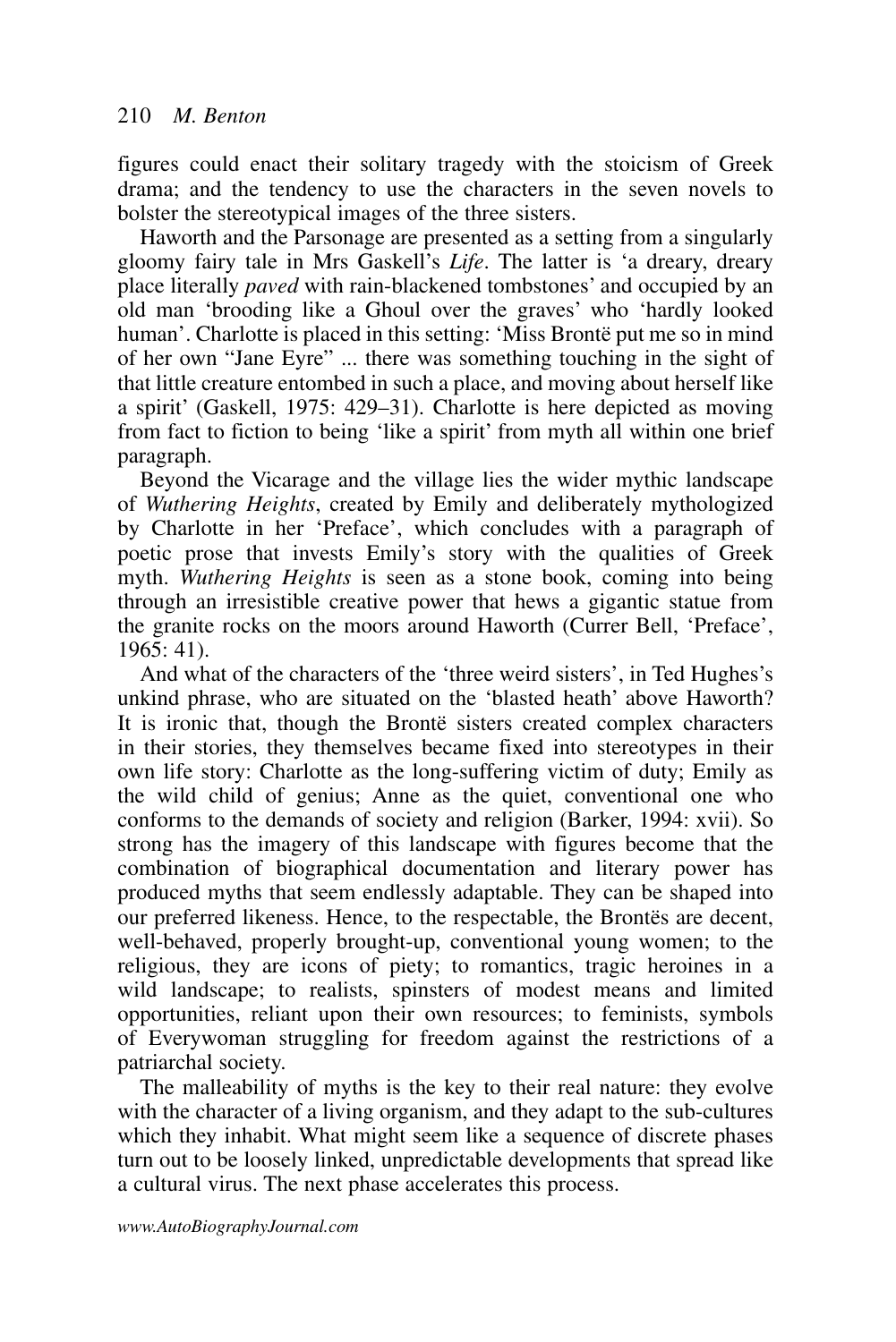figures could enact their solitary tragedy with the stoicism of Greek drama; and the tendency to use the characters in the seven novels to bolster the stereotypical images of the three sisters.

Haworth and the Parsonage are presented as a setting from a singularly gloomy fairy tale in Mrs Gaskell's *Life*. The latter is 'a dreary, dreary place literally *paved* with rain-blackened tombstones' and occupied by an old man 'brooding like a Ghoul over the graves' who 'hardly looked human'. Charlotte is placed in this setting: 'Miss Brontë put me so in mind of her own "Jane Eyre" ... there was something touching in the sight of that little creature entombed in such a place, and moving about herself like a spirit' (Gaskell, 1975: 429–31). Charlotte is here depicted as moving from fact to fiction to being 'like a spirit' from myth all within one brief paragraph.

Beyond the Vicarage and the village lies the wider mythic landscape of *Wuthering Heights*, created by Emily and deliberately mythologized by Charlotte in her 'Preface', which concludes with a paragraph of poetic prose that invests Emily's story with the qualities of Greek myth. *Wuthering Heights* is seen as a stone book, coming into being through an irresistible creative power that hews a gigantic statue from the granite rocks on the moors around Haworth (Currer Bell, 'Preface', 1965: 41).

And what of the characters of the 'three weird sisters', in Ted Hughes's unkind phrase, who are situated on the 'blasted heath' above Haworth? It is ironic that, though the Brontë sisters created complex characters in their stories, they themselves became fixed into stereotypes in their own life story: Charlotte as the long-suffering victim of duty; Emily as the wild child of genius; Anne as the quiet, conventional one who conforms to the demands of society and religion (Barker, 1994: xvii). So strong has the imagery of this landscape with figures become that the combination of biographical documentation and literary power has produced myths that seem endlessly adaptable. They can be shaped into our preferred likeness. Hence, to the respectable, the Brontës are decent, well-behaved, properly brought-up, conventional young women; to the religious, they are icons of piety; to romantics, tragic heroines in a wild landscape; to realists, spinsters of modest means and limited opportunities, reliant upon their own resources; to feminists, symbols of Everywoman struggling for freedom against the restrictions of a patriarchal society.

The malleability of myths is the key to their real nature: they evolve with the character of a living organism, and they adapt to the sub-cultures which they inhabit. What might seem like a sequence of discrete phases turn out to be loosely linked, unpredictable developments that spread like a cultural virus. The next phase accelerates this process.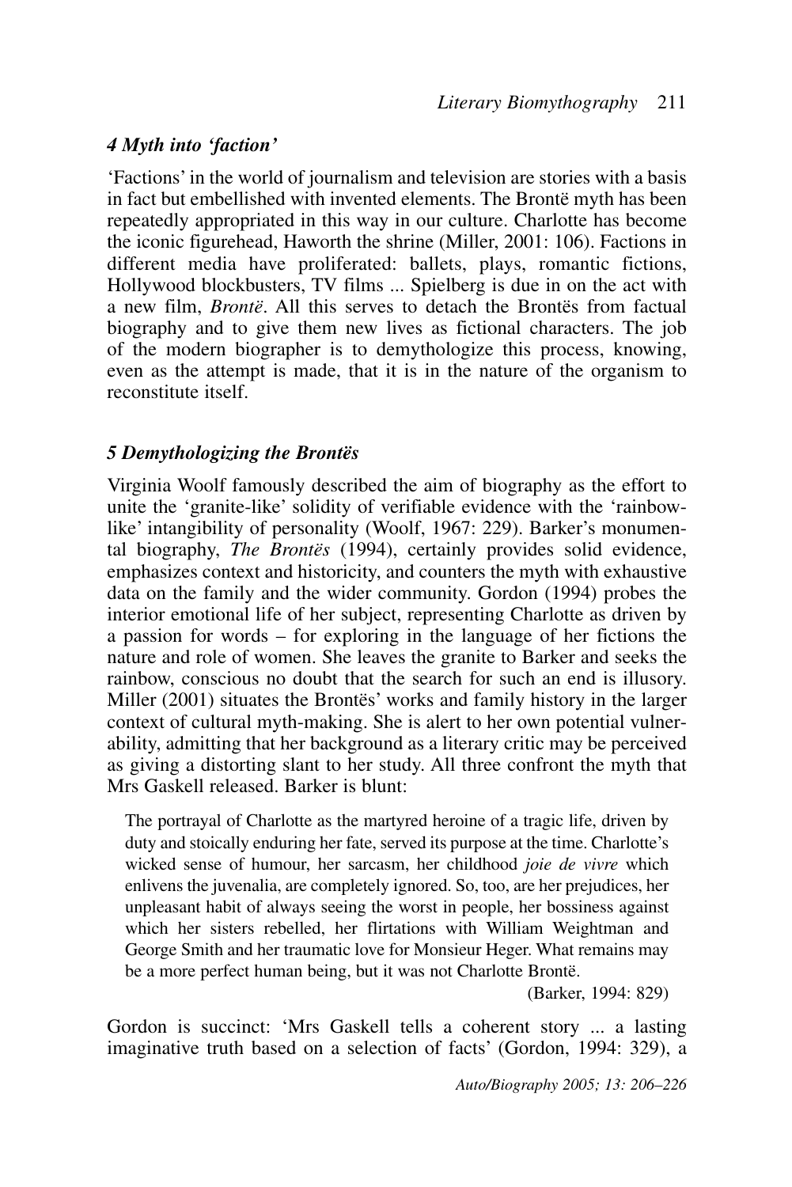### *4 Myth into 'faction'*

'Factions' in the world of journalism and television are stories with a basis in fact but embellished with invented elements. The Brontë myth has been repeatedly appropriated in this way in our culture. Charlotte has become the iconic figurehead, Haworth the shrine (Miller, 2001: 106). Factions in different media have proliferated: ballets, plays, romantic fictions, Hollywood blockbusters, TV films ... Spielberg is due in on the act with a new film, *Brontë*. All this serves to detach the Brontës from factual biography and to give them new lives as fictional characters. The job of the modern biographer is to demythologize this process, knowing, even as the attempt is made, that it is in the nature of the organism to reconstitute itself.

### *5 Demythologizing the Brontës*

Virginia Woolf famously described the aim of biography as the effort to unite the 'granite-like' solidity of verifiable evidence with the 'rainbow-like' intangibility of personality (Woolf, 1967: 229). Barker's monumental biography, *The Brontës* (1994), certainly provides solid evidence, emphasizes context and historicity, and counters the myth with exhaustive data on the family and the wider community. Gordon (1994) probes the interior emotional life of her subject, representing Charlotte as driven by a passion for words – for exploring in the language of her fictions the nature and role of women. She leaves the granite to Barker and seeks the rainbow, conscious no doubt that the search for such an end is illusory. Miller (2001) situates the Brontës' works and family history in the larger context of cultural myth-making. She is alert to her own potential vulnerability, admitting that her background as a literary critic may be perceived as giving a distorting slant to her study. All three confront the myth that Mrs Gaskell released. Barker is blunt:

> The portrayal of Charlotte as the martyred heroine of a tragic life, driven by duty and stoically enduring her fate, served its purpose at the time. Charlotte's wicked sense of humour, her sarcasm, her childhood *joie de vivre* which enlivens the juvenalia, are completely ignored. So, too, are her prejudices, her unpleasant habit of always seeing the worst in people, her bossiness against which her sisters rebelled, her flirtations with William Weightman and George Smith and her traumatic love for Monsieur Heger. What remains may be a more perfect human being, but it was not Charlotte Brontë.
>
> (Barker, 1994: 829)

Gordon is succinct: 'Mrs Gaskell tells a coherent story ... a lasting imaginative truth based on a selection of facts' (Gordon, 1994: 329), a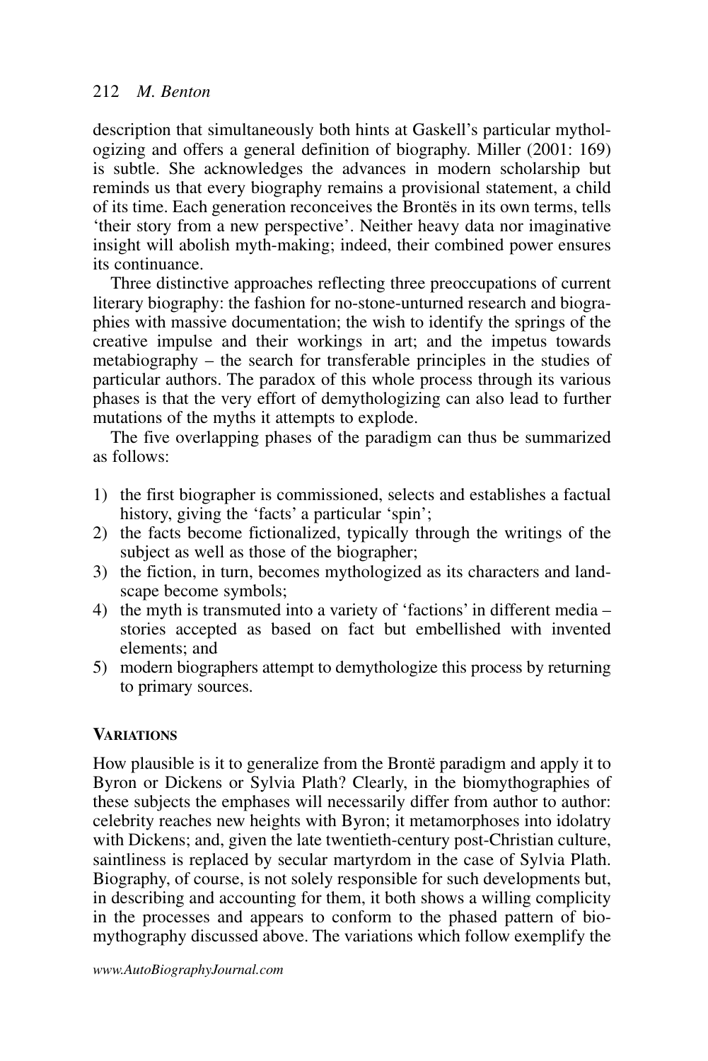description that simultaneously both hints at Gaskell's particular mythologizing and offers a general definition of biography. Miller (2001: 169) is subtle. She acknowledges the advances in modern scholarship but reminds us that every biography remains a provisional statement, a child of its time. Each generation reconceives the Brontës in its own terms, tells 'their story from a new perspective'. Neither heavy data nor imaginative insight will abolish myth-making; indeed, their combined power ensures its continuance.

Three distinctive approaches reflecting three preoccupations of current literary biography: the fashion for no-stone-unturned research and biographies with massive documentation; the wish to identify the springs of the creative impulse and their workings in art; and the impetus towards metabiography – the search for transferable principles in the studies of particular authors. The paradox of this whole process through its various phases is that the very effort of demythologizing can also lead to further mutations of the myths it attempts to explode.

The five overlapping phases of the paradigm can thus be summarized as follows:

1) the first biographer is commissioned, selects and establishes a factual history, giving the 'facts' a particular 'spin';
2) the facts become fictionalized, typically through the writings of the subject as well as those of the biographer;
3) the fiction, in turn, becomes mythologized as its characters and landscape become symbols;
4) the myth is transmuted into a variety of 'factions' in different media – stories accepted as based on fact but embellished with invented elements; and
5) modern biographers attempt to demythologize this process by returning to primary sources.

## Variations

How plausible is it to generalize from the Brontë paradigm and apply it to Byron or Dickens or Sylvia Plath? Clearly, in the biomythographies of these subjects the emphases will necessarily differ from author to author: celebrity reaches new heights with Byron; it metamorphoses into idolatry with Dickens; and, given the late twentieth-century post-Christian culture, saintliness is replaced by secular martyrdom in the case of Sylvia Plath. Biography, of course, is not solely responsible for such developments but, in describing and accounting for them, it both shows a willing complicity in the processes and appears to conform to the phased pattern of biomythography discussed above. The variations which follow exemplify the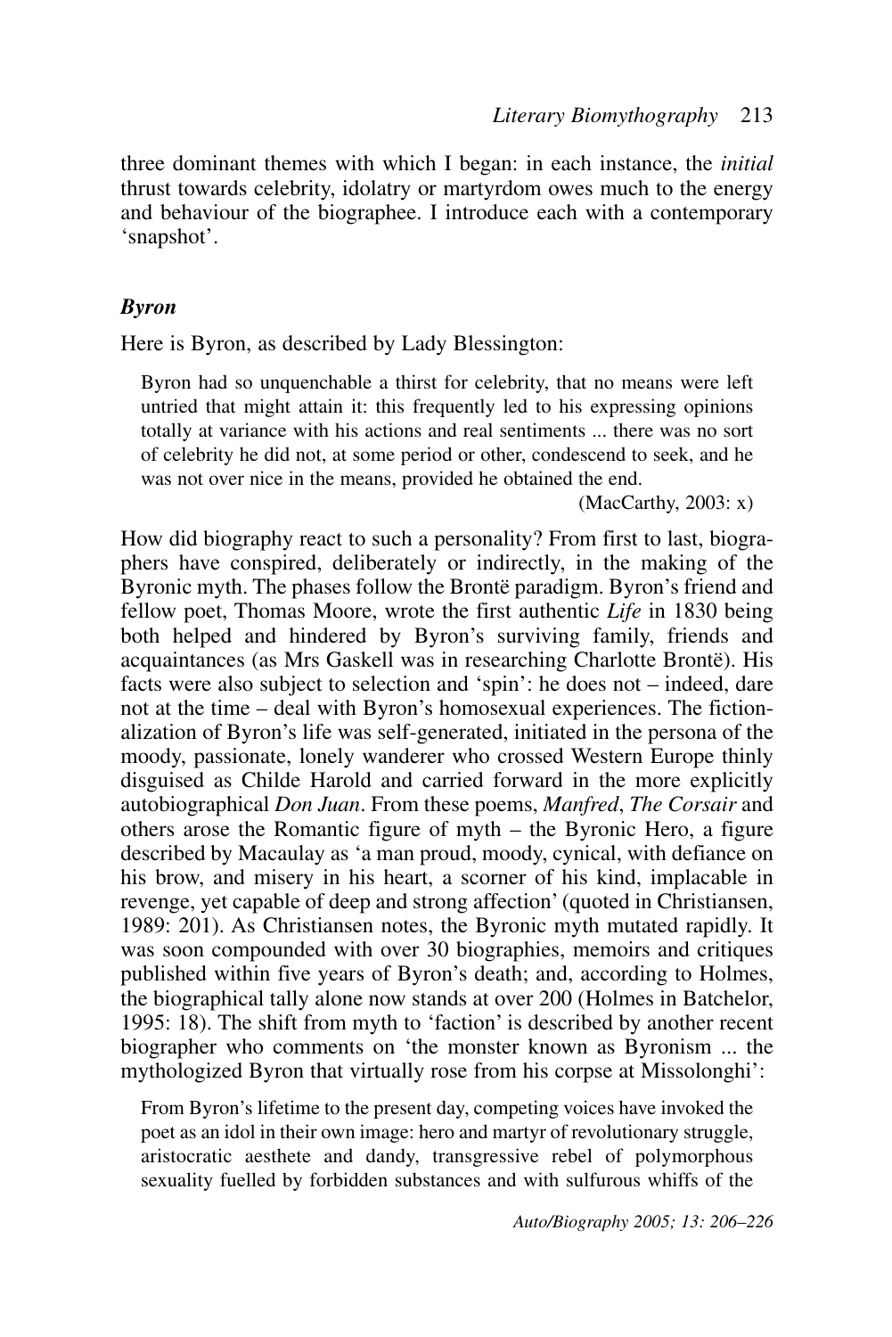three dominant themes with which I began: in each instance, the *initial* thrust towards celebrity, idolatry or martyrdom owes much to the energy and behaviour of the biographee. I introduce each with a contemporary 'snapshot'.

### *Byron*

Here is Byron, as described by Lady Blessington:

> Byron had so unquenchable a thirst for celebrity, that no means were left untried that might attain it: this frequently led to his expressing opinions totally at variance with his actions and real sentiments ... there was no sort of celebrity he did not, at some period or other, condescend to seek, and he was not over nice in the means, provided he obtained the end.
>
> (MacCarthy, 2003: x)

How did biography react to such a personality? From first to last, biographers have conspired, deliberately or indirectly, in the making of the Byronic myth. The phases follow the Brontë paradigm. Byron's friend and fellow poet, Thomas Moore, wrote the first authentic *Life* in 1830 being both helped and hindered by Byron's surviving family, friends and acquaintances (as Mrs Gaskell was in researching Charlotte Brontë). His facts were also subject to selection and 'spin': he does not – indeed, dare not at the time – deal with Byron's homosexual experiences. The fictionalization of Byron's life was self-generated, initiated in the persona of the moody, passionate, lonely wanderer who crossed Western Europe thinly disguised as Childe Harold and carried forward in the more explicitly autobiographical *Don Juan*. From these poems, *Manfred*, *The Corsair* and others arose the Romantic figure of myth – the Byronic Hero, a figure described by Macaulay as 'a man proud, moody, cynical, with defiance on his brow, and misery in his heart, a scorner of his kind, implacable in revenge, yet capable of deep and strong affection' (quoted in Christiansen, 1989: 201). As Christiansen notes, the Byronic myth mutated rapidly. It was soon compounded with over 30 biographies, memoirs and critiques published within five years of Byron's death; and, according to Holmes, the biographical tally alone now stands at over 200 (Holmes in Batchelor, 1995: 18). The shift from myth to 'faction' is described by another recent biographer who comments on 'the monster known as Byronism ... the mythologized Byron that virtually rose from his corpse at Missolonghi':

> From Byron's lifetime to the present day, competing voices have invoked the poet as an idol in their own image: hero and martyr of revolutionary struggle, aristocratic aesthete and dandy, transgressive rebel of polymorphous sexuality fuelled by forbidden substances and with sulfurous whiffs of the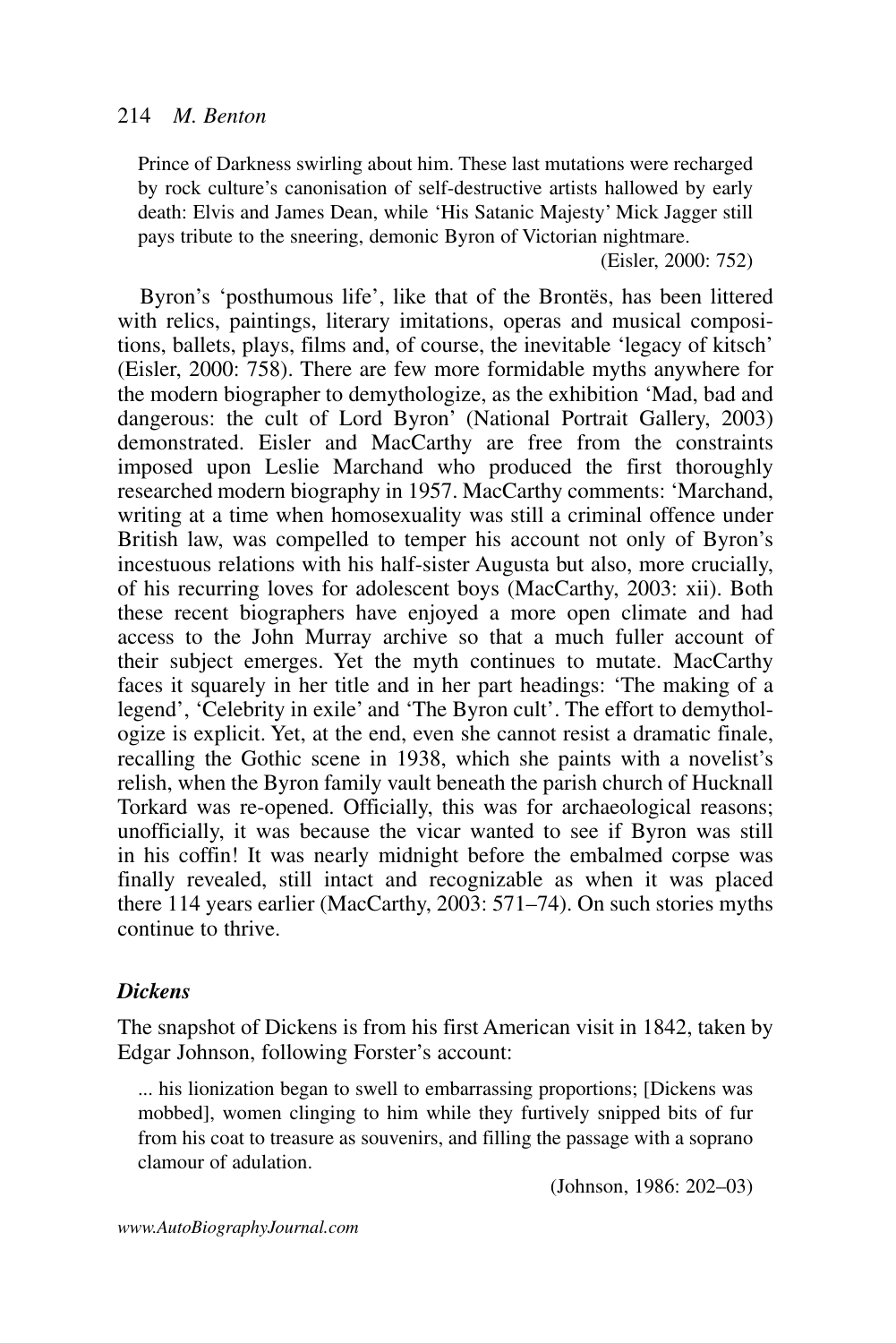Prince of Darkness swirling about him. These last mutations were recharged by rock culture's canonisation of self-destructive artists hallowed by early death: Elvis and James Dean, while 'His Satanic Majesty' Mick Jagger still pays tribute to the sneering, demonic Byron of Victorian nightmare.

(Eisler, 2000: 752)

Byron's 'posthumous life', like that of the Brontës, has been littered with relics, paintings, literary imitations, operas and musical compositions, ballets, plays, films and, of course, the inevitable 'legacy of kitsch' (Eisler, 2000: 758). There are few more formidable myths anywhere for the modern biographer to demythologize, as the exhibition 'Mad, bad and dangerous: the cult of Lord Byron' (National Portrait Gallery, 2003) demonstrated. Eisler and MacCarthy are free from the constraints imposed upon Leslie Marchand who produced the first thoroughly researched modern biography in 1957. MacCarthy comments: 'Marchand, writing at a time when homosexuality was still a criminal offence under British law, was compelled to temper his account not only of Byron's incestuous relations with his half-sister Augusta but also, more crucially, of his recurring loves for adolescent boys (MacCarthy, 2003: xii). Both these recent biographers have enjoyed a more open climate and had access to the John Murray archive so that a much fuller account of their subject emerges. Yet the myth continues to mutate. MacCarthy faces it squarely in her title and in her part headings: 'The making of a legend', 'Celebrity in exile' and 'The Byron cult'. The effort to demythologize is explicit. Yet, at the end, even she cannot resist a dramatic finale, recalling the Gothic scene in 1938, which she paints with a novelist's relish, when the Byron family vault beneath the parish church of Hucknall Torkard was re-opened. Officially, this was for archaeological reasons; unofficially, it was because the vicar wanted to see if Byron was still in his coffin! It was nearly midnight before the embalmed corpse was finally revealed, still intact and recognizable as when it was placed there 114 years earlier (MacCarthy, 2003: 571–74). On such stories myths continue to thrive.

### *Dickens*

The snapshot of Dickens is from his first American visit in 1842, taken by Edgar Johnson, following Forster's account:

> ... his lionization began to swell to embarrassing proportions; [Dickens was mobbed], women clinging to him while they furtively snipped bits of fur from his coat to treasure as souvenirs, and filling the passage with a soprano clamour of adulation.
>
> (Johnson, 1986: 202–03)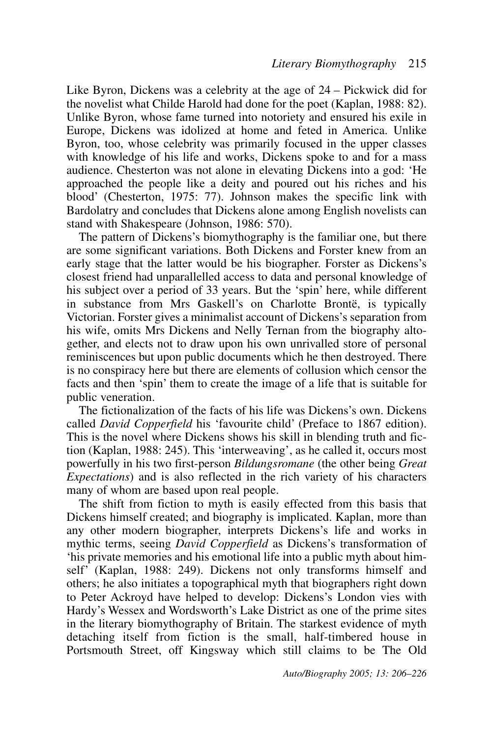Like Byron, Dickens was a celebrity at the age of 24 – Pickwick did for the novelist what Childe Harold had done for the poet (Kaplan, 1988: 82). Unlike Byron, whose fame turned into notoriety and ensured his exile in Europe, Dickens was idolized at home and feted in America. Unlike Byron, too, whose celebrity was primarily focused in the upper classes with knowledge of his life and works, Dickens spoke to and for a mass audience. Chesterton was not alone in elevating Dickens into a god: 'He approached the people like a deity and poured out his riches and his blood' (Chesterton, 1975: 77). Johnson makes the specific link with Bardolatry and concludes that Dickens alone among English novelists can stand with Shakespeare (Johnson, 1986: 570).

The pattern of Dickens's biomythography is the familiar one, but there are some significant variations. Both Dickens and Forster knew from an early stage that the latter would be his biographer. Forster as Dickens's closest friend had unparallelled access to data and personal knowledge of his subject over a period of 33 years. But the 'spin' here, while different in substance from Mrs Gaskell's on Charlotte Brontë, is typically Victorian. Forster gives a minimalist account of Dickens's separation from his wife, omits Mrs Dickens and Nelly Ternan from the biography altogether, and elects not to draw upon his own unrivalled store of personal reminiscences but upon public documents which he then destroyed. There is no conspiracy here but there are elements of collusion which censor the facts and then 'spin' them to create the image of a life that is suitable for public veneration.

The fictionalization of the facts of his life was Dickens's own. Dickens called *David Copperfield* his 'favourite child' (Preface to 1867 edition). This is the novel where Dickens shows his skill in blending truth and fiction (Kaplan, 1988: 245). This 'interweaving', as he called it, occurs most powerfully in his two first-person *Bildungsromane* (the other being *Great Expectations*) and is also reflected in the rich variety of his characters many of whom are based upon real people.

The shift from fiction to myth is easily effected from this basis that Dickens himself created; and biography is implicated. Kaplan, more than any other modern biographer, interprets Dickens's life and works in mythic terms, seeing *David Copperfield* as Dickens's transformation of 'his private memories and his emotional life into a public myth about himself' (Kaplan, 1988: 249). Dickens not only transforms himself and others; he also initiates a topographical myth that biographers right down to Peter Ackroyd have helped to develop: Dickens's London vies with Hardy's Wessex and Wordsworth's Lake District as one of the prime sites in the literary biomythography of Britain. The starkest evidence of myth detaching itself from fiction is the small, half-timbered house in Portsmouth Street, off Kingsway which still claims to be The Old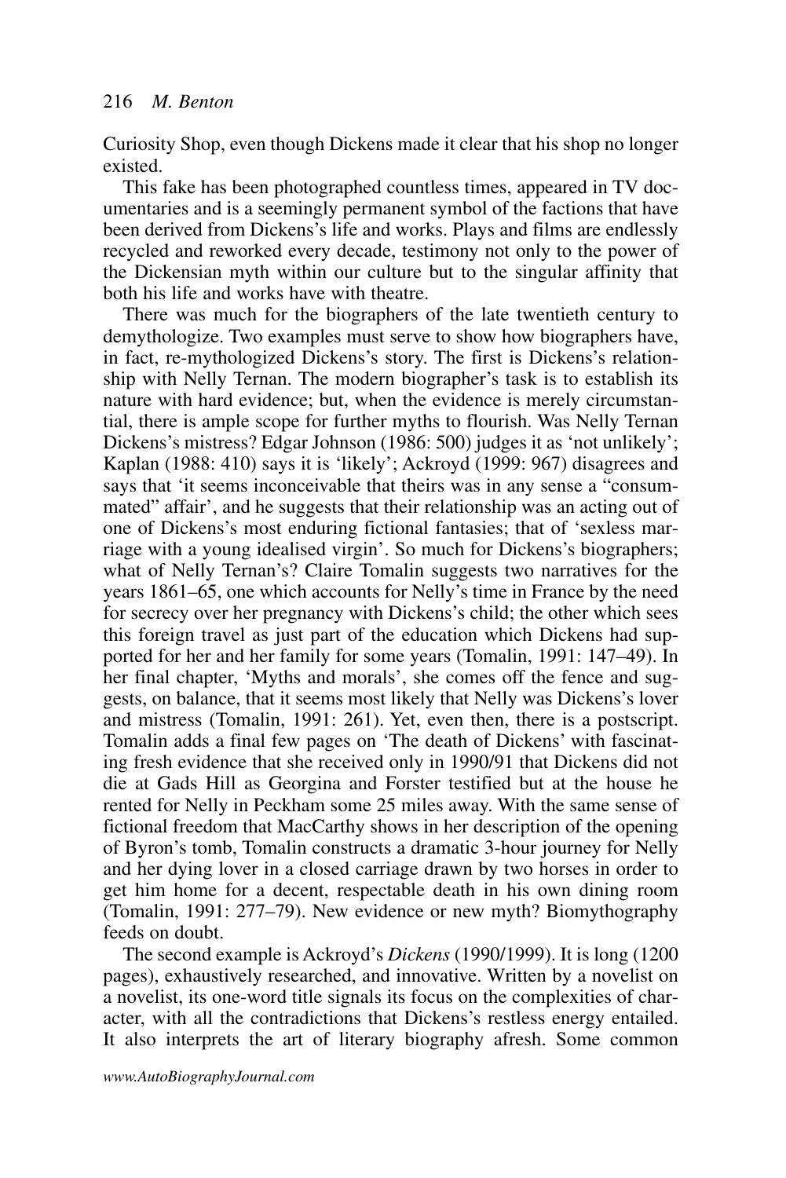Curiosity Shop, even though Dickens made it clear that his shop no longer existed.

This fake has been photographed countless times, appeared in TV documentaries and is a seemingly permanent symbol of the factions that have been derived from Dickens's life and works. Plays and films are endlessly recycled and reworked every decade, testimony not only to the power of the Dickensian myth within our culture but to the singular affinity that both his life and works have with theatre.

There was much for the biographers of the late twentieth century to demythologize. Two examples must serve to show how biographers have, in fact, re-mythologized Dickens's story. The first is Dickens's relationship with Nelly Ternan. The modern biographer's task is to establish its nature with hard evidence; but, when the evidence is merely circumstantial, there is ample scope for further myths to flourish. Was Nelly Ternan Dickens's mistress? Edgar Johnson (1986: 500) judges it as 'not unlikely'; Kaplan (1988: 410) says it is 'likely'; Ackroyd (1999: 967) disagrees and says that 'it seems inconceivable that theirs was in any sense a "consummated" affair', and he suggests that their relationship was an acting out of one of Dickens's most enduring fictional fantasies; that of 'sexless marriage with a young idealised virgin'. So much for Dickens's biographers; what of Nelly Ternan's? Claire Tomalin suggests two narratives for the years 1861–65, one which accounts for Nelly's time in France by the need for secrecy over her pregnancy with Dickens's child; the other which sees this foreign travel as just part of the education which Dickens had supported for her and her family for some years (Tomalin, 1991: 147–49). In her final chapter, 'Myths and morals', she comes off the fence and suggests, on balance, that it seems most likely that Nelly was Dickens's lover and mistress (Tomalin, 1991: 261). Yet, even then, there is a postscript. Tomalin adds a final few pages on 'The death of Dickens' with fascinating fresh evidence that she received only in 1990/91 that Dickens did not die at Gads Hill as Georgina and Forster testified but at the house he rented for Nelly in Peckham some 25 miles away. With the same sense of fictional freedom that MacCarthy shows in her description of the opening of Byron's tomb, Tomalin constructs a dramatic 3-hour journey for Nelly and her dying lover in a closed carriage drawn by two horses in order to get him home for a decent, respectable death in his own dining room (Tomalin, 1991: 277–79). New evidence or new myth? Biomythography feeds on doubt.

The second example is Ackroyd's *Dickens* (1990/1999). It is long (1200 pages), exhaustively researched, and innovative. Written by a novelist on a novelist, its one-word title signals its focus on the complexities of character, with all the contradictions that Dickens's restless energy entailed. It also interprets the art of literary biography afresh. Some common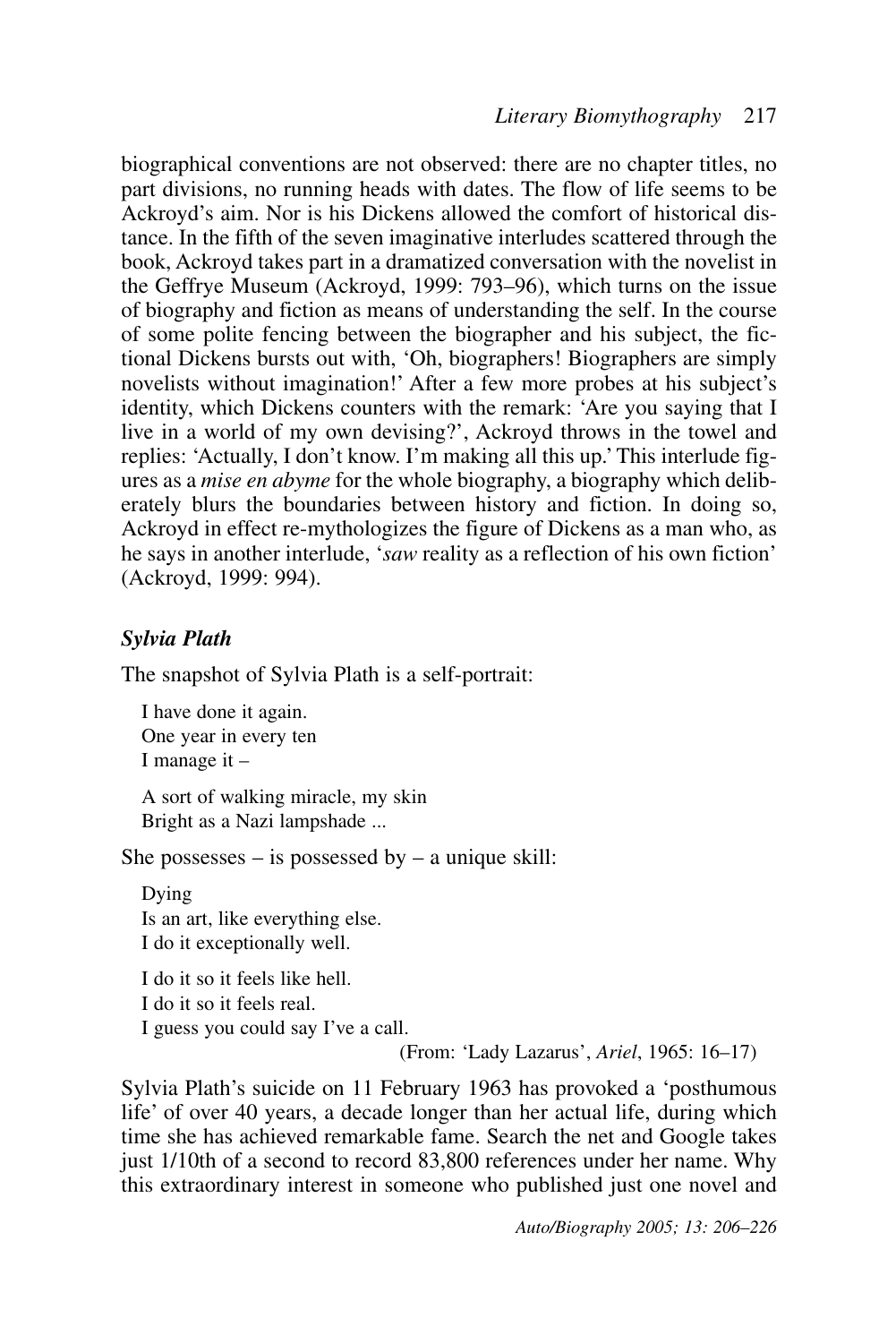biographical conventions are not observed: there are no chapter titles, no part divisions, no running heads with dates. The flow of life seems to be Ackroyd's aim. Nor is his Dickens allowed the comfort of historical distance. In the fifth of the seven imaginative interludes scattered through the book, Ackroyd takes part in a dramatized conversation with the novelist in the Geffrye Museum (Ackroyd, 1999: 793–96), which turns on the issue of biography and fiction as means of understanding the self. In the course of some polite fencing between the biographer and his subject, the fictional Dickens bursts out with, 'Oh, biographers! Biographers are simply novelists without imagination!' After a few more probes at his subject's identity, which Dickens counters with the remark: 'Are you saying that I live in a world of my own devising?', Ackroyd throws in the towel and replies: 'Actually, I don't know. I'm making all this up.' This interlude figures as a *mise en abyme* for the whole biography, a biography which deliberately blurs the boundaries between history and fiction. In doing so, Ackroyd in effect re-mythologizes the figure of Dickens as a man who, as he says in another interlude, '*saw* reality as a reflection of his own fiction' (Ackroyd, 1999: 994).

### *Sylvia Plath*

The snapshot of Sylvia Plath is a self-portrait:

> I have done it again.
> One year in every ten
> I manage it –
>
> A sort of walking miracle, my skin
> Bright as a Nazi lampshade ...

She possesses – is possessed by – a unique skill:

> Dying
> Is an art, like everything else.
> I do it exceptionally well.
>
> I do it so it feels like hell.
> I do it so it feels real.
> I guess you could say I've a call.
>
> (From: 'Lady Lazarus', *Ariel*, 1965: 16–17)

Sylvia Plath's suicide on 11 February 1963 has provoked a 'posthumous life' of over 40 years, a decade longer than her actual life, during which time she has achieved remarkable fame. Search the net and Google takes just 1/10th of a second to record 83,800 references under her name. Why this extraordinary interest in someone who published just one novel and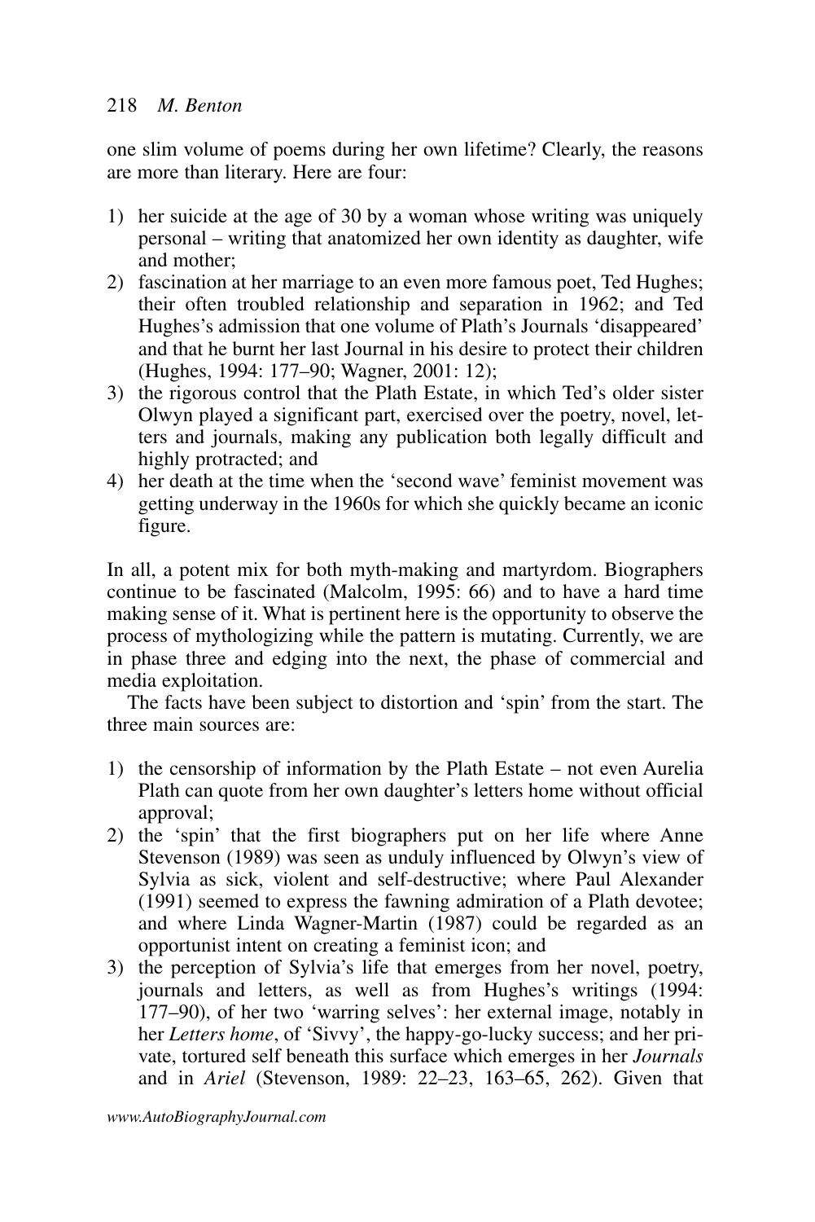one slim volume of poems during her own lifetime? Clearly, the reasons are more than literary. Here are four:

1) her suicide at the age of 30 by a woman whose writing was uniquely personal – writing that anatomized her own identity as daughter, wife and mother;
2) fascination at her marriage to an even more famous poet, Ted Hughes; their often troubled relationship and separation in 1962; and Ted Hughes's admission that one volume of Plath's Journals 'disappeared' and that he burnt her last Journal in his desire to protect their children (Hughes, 1994: 177–90; Wagner, 2001: 12);
3) the rigorous control that the Plath Estate, in which Ted's older sister Olwyn played a significant part, exercised over the poetry, novel, letters and journals, making any publication both legally difficult and highly protracted; and
4) her death at the time when the 'second wave' feminist movement was getting underway in the 1960s for which she quickly became an iconic figure.

In all, a potent mix for both myth-making and martyrdom. Biographers continue to be fascinated (Malcolm, 1995: 66) and to have a hard time making sense of it. What is pertinent here is the opportunity to observe the process of mythologizing while the pattern is mutating. Currently, we are in phase three and edging into the next, the phase of commercial and media exploitation.

The facts have been subject to distortion and 'spin' from the start. The three main sources are:

1) the censorship of information by the Plath Estate – not even Aurelia Plath can quote from her own daughter's letters home without official approval;
2) the 'spin' that the first biographers put on her life where Anne Stevenson (1989) was seen as unduly influenced by Olwyn's view of Sylvia as sick, violent and self-destructive; where Paul Alexander (1991) seemed to express the fawning admiration of a Plath devotee; and where Linda Wagner-Martin (1987) could be regarded as an opportunist intent on creating a feminist icon; and
3) the perception of Sylvia's life that emerges from her novel, poetry, journals and letters, as well as from Hughes's writings (1994: 177–90), of her two 'warring selves': her external image, notably in her *Letters home*, of 'Sivvy', the happy-go-lucky success; and her private, tortured self beneath this surface which emerges in her *Journals* and in *Ariel* (Stevenson, 1989: 22–23, 163–65, 262). Given that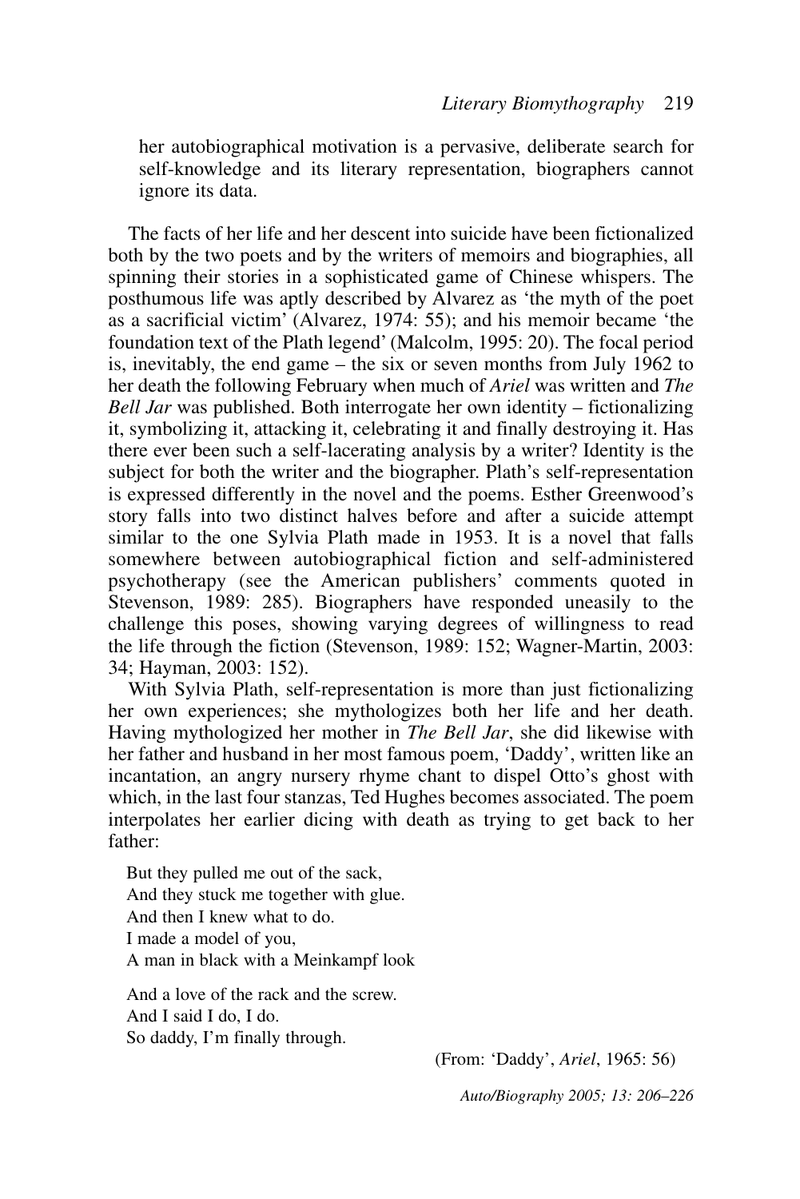her autobiographical motivation is a pervasive, deliberate search for self-knowledge and its literary representation, biographers cannot ignore its data.

The facts of her life and her descent into suicide have been fictionalized both by the two poets and by the writers of memoirs and biographies, all spinning their stories in a sophisticated game of Chinese whispers. The posthumous life was aptly described by Alvarez as 'the myth of the poet as a sacrificial victim' (Alvarez, 1974: 55); and his memoir became 'the foundation text of the Plath legend' (Malcolm, 1995: 20). The focal period is, inevitably, the end game – the six or seven months from July 1962 to her death the following February when much of *Ariel* was written and *The Bell Jar* was published. Both interrogate her own identity – fictionalizing it, symbolizing it, attacking it, celebrating it and finally destroying it. Has there ever been such a self-lacerating analysis by a writer? Identity is the subject for both the writer and the biographer. Plath's self-representation is expressed differently in the novel and the poems. Esther Greenwood's story falls into two distinct halves before and after a suicide attempt similar to the one Sylvia Plath made in 1953. It is a novel that falls somewhere between autobiographical fiction and self-administered psychotherapy (see the American publishers' comments quoted in Stevenson, 1989: 285). Biographers have responded uneasily to the challenge this poses, showing varying degrees of willingness to read the life through the fiction (Stevenson, 1989: 152; Wagner-Martin, 2003: 34; Hayman, 2003: 152).

With Sylvia Plath, self-representation is more than just fictionalizing her own experiences; she mythologizes both her life and her death. Having mythologized her mother in *The Bell Jar*, she did likewise with her father and husband in her most famous poem, 'Daddy', written like an incantation, an angry nursery rhyme chant to dispel Otto's ghost with which, in the last four stanzas, Ted Hughes becomes associated. The poem interpolates her earlier dicing with death as trying to get back to her father:

> But they pulled me out of the sack,
> And they stuck me together with glue.
> And then I knew what to do.
> I made a model of you,
> A man in black with a Meinkampf look
>
> And a love of the rack and the screw.
> And I said I do, I do.
> So daddy, I'm finally through.
>
> (From: 'Daddy', *Ariel*, 1965: 56)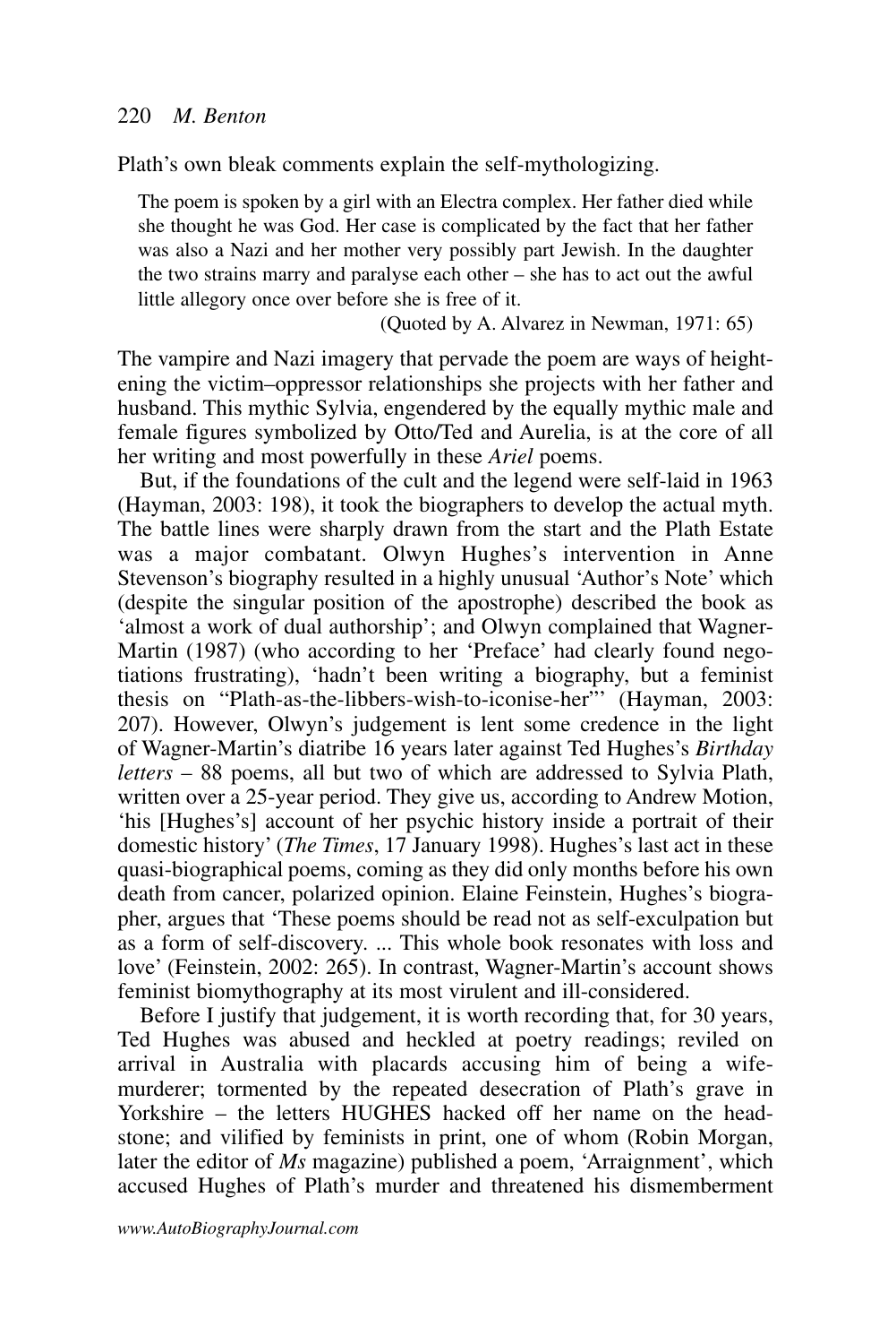Plath's own bleak comments explain the self-mythologizing.

> The poem is spoken by a girl with an Electra complex. Her father died while she thought he was God. Her case is complicated by the fact that her father was also a Nazi and her mother very possibly part Jewish. In the daughter the two strains marry and paralyse each other – she has to act out the awful little allegory once over before she is free of it.
>
> (Quoted by A. Alvarez in Newman, 1971: 65)

The vampire and Nazi imagery that pervade the poem are ways of heightening the victim–oppressor relationships she projects with her father and husband. This mythic Sylvia, engendered by the equally mythic male and female figures symbolized by Otto/Ted and Aurelia, is at the core of all her writing and most powerfully in these *Ariel* poems.

But, if the foundations of the cult and the legend were self-laid in 1963 (Hayman, 2003: 198), it took the biographers to develop the actual myth. The battle lines were sharply drawn from the start and the Plath Estate was a major combatant. Olwyn Hughes's intervention in Anne Stevenson's biography resulted in a highly unusual 'Author's Note' which (despite the singular position of the apostrophe) described the book as 'almost a work of dual authorship'; and Olwyn complained that Wagner-Martin (1987) (who according to her 'Preface' had clearly found negotiations frustrating), 'hadn't been writing a biography, but a feminist thesis on "Plath-as-the-libbers-wish-to-iconise-her"' (Hayman, 2003: 207). However, Olwyn's judgement is lent some credence in the light of Wagner-Martin's diatribe 16 years later against Ted Hughes's *Birthday letters* – 88 poems, all but two of which are addressed to Sylvia Plath, written over a 25-year period. They give us, according to Andrew Motion, 'his [Hughes's] account of her psychic history inside a portrait of their domestic history' (*The Times*, 17 January 1998). Hughes's last act in these quasi-biographical poems, coming as they did only months before his own death from cancer, polarized opinion. Elaine Feinstein, Hughes's biographer, argues that 'These poems should be read not as self-exculpation but as a form of self-discovery. ... This whole book resonates with loss and love' (Feinstein, 2002: 265). In contrast, Wagner-Martin's account shows feminist biomythography at its most virulent and ill-considered.

Before I justify that judgement, it is worth recording that, for 30 years, Ted Hughes was abused and heckled at poetry readings; reviled on arrival in Australia with placards accusing him of being a wife-murderer; tormented by the repeated desecration of Plath's grave in Yorkshire – the letters HUGHES hacked off her name on the headstone; and vilified by feminists in print, one of whom (Robin Morgan, later the editor of *Ms* magazine) published a poem, 'Arraignment', which accused Hughes of Plath's murder and threatened his dismemberment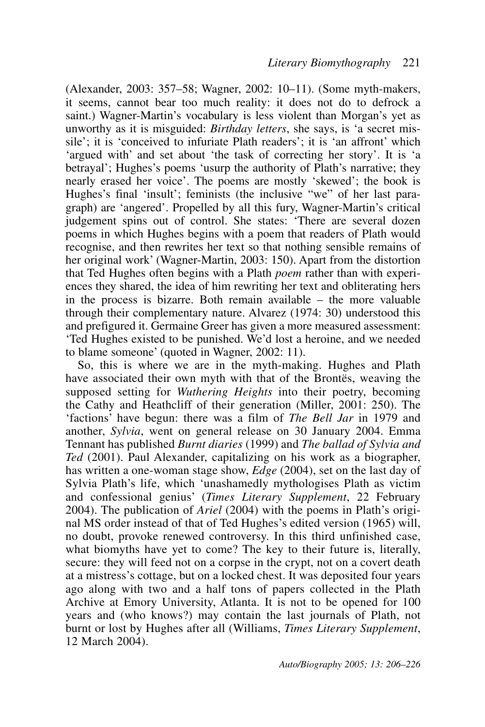(Alexander, 2003: 357–58; Wagner, 2002: 10–11). (Some myth-makers, it seems, cannot bear too much reality: it does not do to defrock a saint.) Wagner-Martin's vocabulary is less violent than Morgan's yet as unworthy as it is misguided: *Birthday letters*, she says, is 'a secret missile'; it is 'conceived to infuriate Plath readers'; it is 'an affront' which 'argued with' and set about 'the task of correcting her story'. It is 'a betrayal'; Hughes's poems 'usurp the authority of Plath's narrative; they nearly erased her voice'. The poems are mostly 'skewed'; the book is Hughes's final 'insult'; feminists (the inclusive "we" of her last paragraph) are 'angered'. Propelled by all this fury, Wagner-Martin's critical judgement spins out of control. She states: 'There are several dozen poems in which Hughes begins with a poem that readers of Plath would recognise, and then rewrites her text so that nothing sensible remains of her original work' (Wagner-Martin, 2003: 150). Apart from the distortion that Ted Hughes often begins with a Plath *poem* rather than with experiences they shared, the idea of him rewriting her text and obliterating hers in the process is bizarre. Both remain available – the more valuable through their complementary nature. Alvarez (1974: 30) understood this and prefigured it. Germaine Greer has given a more measured assessment: 'Ted Hughes existed to be punished. We'd lost a heroine, and we needed to blame someone' (quoted in Wagner, 2002: 11).

So, this is where we are in the myth-making. Hughes and Plath have associated their own myth with that of the Brontës, weaving the supposed setting for *Wuthering Heights* into their poetry, becoming the Cathy and Heathcliff of their generation (Miller, 2001: 250). The 'factions' have begun: there was a film of *The Bell Jar* in 1979 and another, *Sylvia*, went on general release on 30 January 2004. Emma Tennant has published *Burnt diaries* (1999) and *The ballad of Sylvia and Ted* (2001). Paul Alexander, capitalizing on his work as a biographer, has written a one-woman stage show, *Edge* (2004), set on the last day of Sylvia Plath's life, which 'unashamedly mythologises Plath as victim and confessional genius' (*Times Literary Supplement*, 22 February 2004). The publication of *Ariel* (2004) with the poems in Plath's original MS order instead of that of Ted Hughes's edited version (1965) will, no doubt, provoke renewed controversy. In this third unfinished case, what biomyths have yet to come? The key to their future is, literally, secure: they will feed not on a corpse in the crypt, not on a covert death at a mistress's cottage, but on a locked chest. It was deposited four years ago along with two and a half tons of papers collected in the Plath Archive at Emory University, Atlanta. It is not to be opened for 100 years and (who knows?) may contain the last journals of Plath, not burnt or lost by Hughes after all (Williams, *Times Literary Supplement*, 12 March 2004).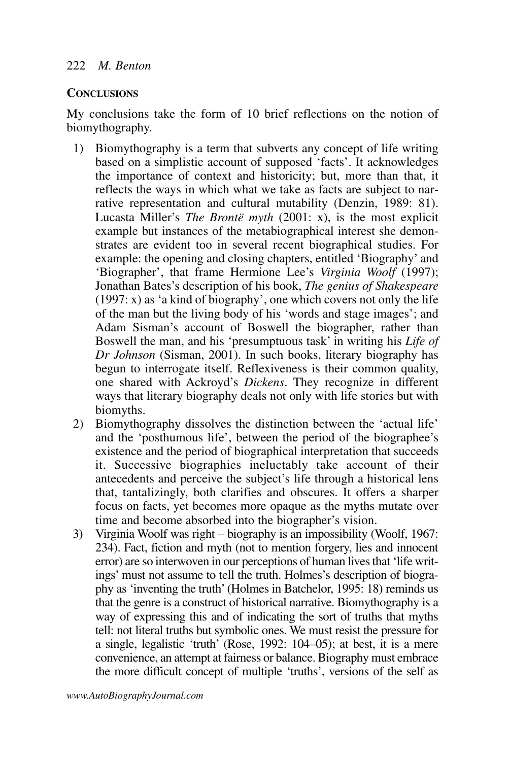## Conclusions

My conclusions take the form of 10 brief reflections on the notion of biomythography.

1) Biomythography is a term that subverts any concept of life writing based on a simplistic account of supposed 'facts'. It acknowledges the importance of context and historicity; but, more than that, it reflects the ways in which what we take as facts are subject to narrative representation and cultural mutability (Denzin, 1989: 81). Lucasta Miller's *The Brontë myth* (2001: x), is the most explicit example but instances of the metabiographical interest she demonstrates are evident too in several recent biographical studies. For example: the opening and closing chapters, entitled 'Biography' and 'Biographer', that frame Hermione Lee's *Virginia Woolf* (1997); Jonathan Bates's description of his book, *The genius of Shakespeare* (1997: x) as 'a kind of biography', one which covers not only the life of the man but the living body of his 'words and stage images'; and Adam Sisman's account of Boswell the biographer, rather than Boswell the man, and his 'presumptuous task' in writing his *Life of Dr Johnson* (Sisman, 2001). In such books, literary biography has begun to interrogate itself. Reflexiveness is their common quality, one shared with Ackroyd's *Dickens*. They recognize in different ways that literary biography deals not only with life stories but with biomyths.
2) Biomythography dissolves the distinction between the 'actual life' and the 'posthumous life', between the period of the biographee's existence and the period of biographical interpretation that succeeds it. Successive biographies ineluctably take account of their antecedents and perceive the subject's life through a historical lens that, tantalizingly, both clarifies and obscures. It offers a sharper focus on facts, yet becomes more opaque as the myths mutate over time and become absorbed into the biographer's vision.
3) Virginia Woolf was right – biography is an impossibility (Woolf, 1967: 234). Fact, fiction and myth (not to mention forgery, lies and innocent error) are so interwoven in our perceptions of human lives that 'life writings' must not assume to tell the truth. Holmes's description of biography as 'inventing the truth' (Holmes in Batchelor, 1995: 18) reminds us that the genre is a construct of historical narrative. Biomythography is a way of expressing this and of indicating the sort of truths that myths tell: not literal truths but symbolic ones. We must resist the pressure for a single, legalistic 'truth' (Rose, 1992: 104–05); at best, it is a mere convenience, an attempt at fairness or balance. Biography must embrace the more difficult concept of multiple 'truths', versions of the self as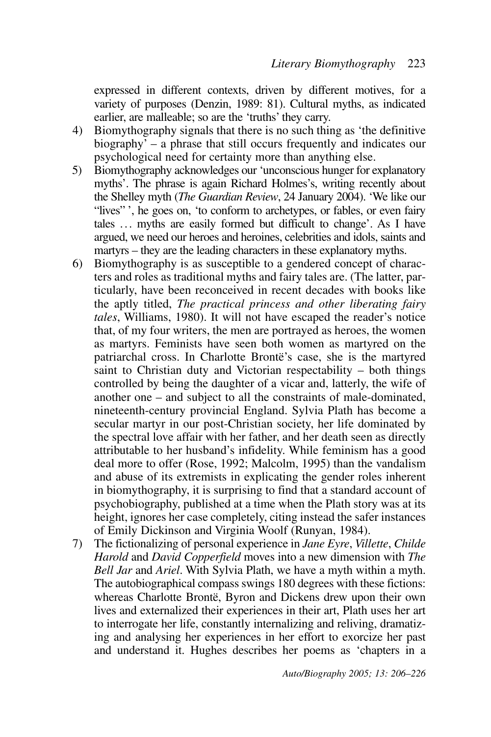expressed in different contexts, driven by different motives, for a variety of purposes (Denzin, 1989: 81). Cultural myths, as indicated earlier, are malleable; so are the 'truths' they carry.

4) Biomythography signals that there is no such thing as 'the definitive biography' – a phrase that still occurs frequently and indicates our psychological need for certainty more than anything else.
5) Biomythography acknowledges our 'unconscious hunger for explanatory myths'. The phrase is again Richard Holmes's, writing recently about the Shelley myth (*The Guardian Review*, 24 January 2004). 'We like our "lives" ', he goes on, 'to conform to archetypes, or fables, or even fairy tales … myths are easily formed but difficult to change'. As I have argued, we need our heroes and heroines, celebrities and idols, saints and martyrs – they are the leading characters in these explanatory myths.
6) Biomythography is as susceptible to a gendered concept of characters and roles as traditional myths and fairy tales are. (The latter, particularly, have been reconceived in recent decades with books like the aptly titled, *The practical princess and other liberating fairy tales*, Williams, 1980). It will not have escaped the reader's notice that, of my four writers, the men are portrayed as heroes, the women as martyrs. Feminists have seen both women as martyred on the patriarchal cross. In Charlotte Brontë's case, she is the martyred saint to Christian duty and Victorian respectability – both things controlled by being the daughter of a vicar and, latterly, the wife of another one – and subject to all the constraints of male-dominated, nineteenth-century provincial England. Sylvia Plath has become a secular martyr in our post-Christian society, her life dominated by the spectral love affair with her father, and her death seen as directly attributable to her husband's infidelity. While feminism has a good deal more to offer (Rose, 1992; Malcolm, 1995) than the vandalism and abuse of its extremists in explicating the gender roles inherent in biomythography, it is surprising to find that a standard account of psychobiography, published at a time when the Plath story was at its height, ignores her case completely, citing instead the safer instances of Emily Dickinson and Virginia Woolf (Runyan, 1984).
7) The fictionalizing of personal experience in *Jane Eyre*, *Villette*, *Childe Harold* and *David Copperfield* moves into a new dimension with *The Bell Jar* and *Ariel*. With Sylvia Plath, we have a myth within a myth. The autobiographical compass swings 180 degrees with these fictions: whereas Charlotte Brontë, Byron and Dickens drew upon their own lives and externalized their experiences in their art, Plath uses her art to interrogate her life, constantly internalizing and reliving, dramatizing and analysing her experiences in her effort to exorcize her past and understand it. Hughes describes her poems as 'chapters in a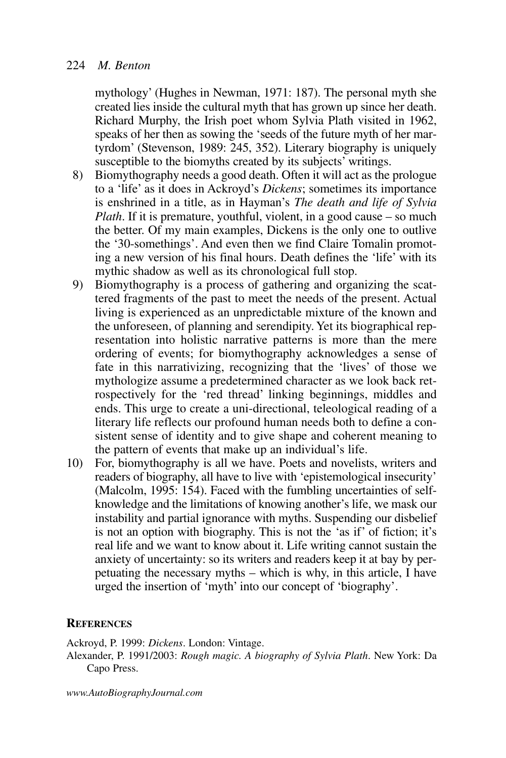mythology' (Hughes in Newman, 1971: 187). The personal myth she created lies inside the cultural myth that has grown up since her death. Richard Murphy, the Irish poet whom Sylvia Plath visited in 1962, speaks of her then as sowing the 'seeds of the future myth of her martyrdom' (Stevenson, 1989: 245, 352). Literary biography is uniquely susceptible to the biomyths created by its subjects' writings.

8) Biomythography needs a good death. Often it will act as the prologue to a 'life' as it does in Ackroyd's *Dickens*; sometimes its importance is enshrined in a title, as in Hayman's *The death and life of Sylvia Plath*. If it is premature, youthful, violent, in a good cause – so much the better. Of my main examples, Dickens is the only one to outlive the '30-somethings'. And even then we find Claire Tomalin promoting a new version of his final hours. Death defines the 'life' with its mythic shadow as well as its chronological full stop.
9) Biomythography is a process of gathering and organizing the scattered fragments of the past to meet the needs of the present. Actual living is experienced as an unpredictable mixture of the known and the unforeseen, of planning and serendipity. Yet its biographical representation into holistic narrative patterns is more than the mere ordering of events; for biomythography acknowledges a sense of fate in this narrativizing, recognizing that the 'lives' of those we mythologize assume a predetermined character as we look back retrospectively for the 'red thread' linking beginnings, middles and ends. This urge to create a uni-directional, teleological reading of a literary life reflects our profound human needs both to define a consistent sense of identity and to give shape and coherent meaning to the pattern of events that make up an individual's life.
10) For, biomythography is all we have. Poets and novelists, writers and readers of biography, all have to live with 'epistemological insecurity' (Malcolm, 1995: 154). Faced with the fumbling uncertainties of self-knowledge and the limitations of knowing another's life, we mask our instability and partial ignorance with myths. Suspending our disbelief is not an option with biography. This is not the 'as if' of fiction; it's real life and we want to know about it. Life writing cannot sustain the anxiety of uncertainty: so its writers and readers keep it at bay by perpetuating the necessary myths – which is why, in this article, I have urged the insertion of 'myth' into our concept of 'biography'.

## References

Ackroyd, P. 1999: *Dickens*. London: Vintage.

Alexander, P. 1991/2003: *Rough magic. A biography of Sylvia Plath*. New York: Da Capo Press.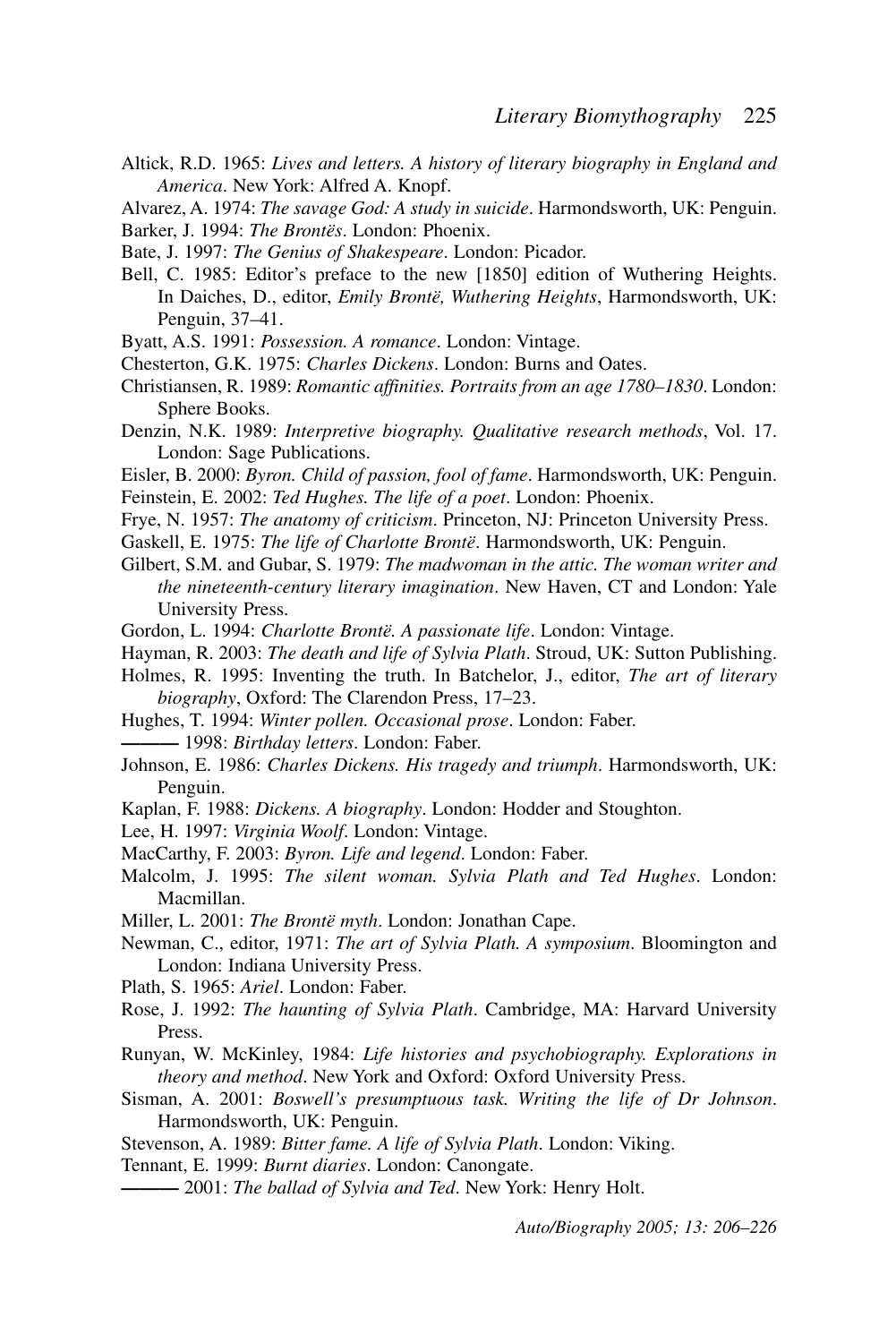Altick, R.D. 1965: *Lives and letters. A history of literary biography in England and America*. New York: Alfred A. Knopf.

Alvarez, A. 1974: *The savage God: A study in suicide*. Harmondsworth, UK: Penguin.

Barker, J. 1994: *The Brontës*. London: Phoenix.

Bate, J. 1997: *The Genius of Shakespeare*. London: Picador.

Bell, C. 1985: Editor's preface to the new [1850] edition of Wuthering Heights. In Daiches, D., editor, *Emily Brontë, Wuthering Heights*, Harmondsworth, UK: Penguin, 37–41.

Byatt, A.S. 1991: *Possession. A romance*. London: Vintage.

Chesterton, G.K. 1975: *Charles Dickens*. London: Burns and Oates.

Christiansen, R. 1989: *Romantic affinities. Portraits from an age 1780–1830*. London: Sphere Books.

Denzin, N.K. 1989: *Interpretive biography. Qualitative research methods*, Vol. 17. London: Sage Publications.

Eisler, B. 2000: *Byron. Child of passion, fool of fame*. Harmondsworth, UK: Penguin.

Feinstein, E. 2002: *Ted Hughes. The life of a poet*. London: Phoenix.

Frye, N. 1957: *The anatomy of criticism*. Princeton, NJ: Princeton University Press.

Gaskell, E. 1975: *The life of Charlotte Brontë*. Harmondsworth, UK: Penguin.

Gilbert, S.M. and Gubar, S. 1979: *The madwoman in the attic. The woman writer and the nineteenth-century literary imagination*. New Haven, CT and London: Yale University Press.

Gordon, L. 1994: *Charlotte Brontë. A passionate life*. London: Vintage.

Hayman, R. 2003: *The death and life of Sylvia Plath*. Stroud, UK: Sutton Publishing.

Holmes, R. 1995: Inventing the truth. In Batchelor, J., editor, *The art of literary biography*, Oxford: The Clarendon Press, 17–23.

Hughes, T. 1994: *Winter pollen. Occasional prose*. London: Faber.

——— 1998: *Birthday letters*. London: Faber.

Johnson, E. 1986: *Charles Dickens. His tragedy and triumph*. Harmondsworth, UK: Penguin.

Kaplan, F. 1988: *Dickens. A biography*. London: Hodder and Stoughton.

Lee, H. 1997: *Virginia Woolf*. London: Vintage.

MacCarthy, F. 2003: *Byron. Life and legend*. London: Faber.

Malcolm, J. 1995: *The silent woman. Sylvia Plath and Ted Hughes*. London: Macmillan.

Miller, L. 2001: *The Brontë myth*. London: Jonathan Cape.

Newman, C., editor, 1971: *The art of Sylvia Plath. A symposium*. Bloomington and London: Indiana University Press.

Plath, S. 1965: *Ariel*. London: Faber.

Rose, J. 1992: *The haunting of Sylvia Plath*. Cambridge, MA: Harvard University Press.

Runyan, W. McKinley, 1984: *Life histories and psychobiography. Explorations in theory and method*. New York and Oxford: Oxford University Press.

Sisman, A. 2001: *Boswell's presumptuous task. Writing the life of Dr Johnson*. Harmondsworth, UK: Penguin.

Stevenson, A. 1989: *Bitter fame. A life of Sylvia Plath*. London: Viking.

Tennant, E. 1999: *Burnt diaries*. London: Canongate.

——— 2001: *The ballad of Sylvia and Ted*. New York: Henry Holt.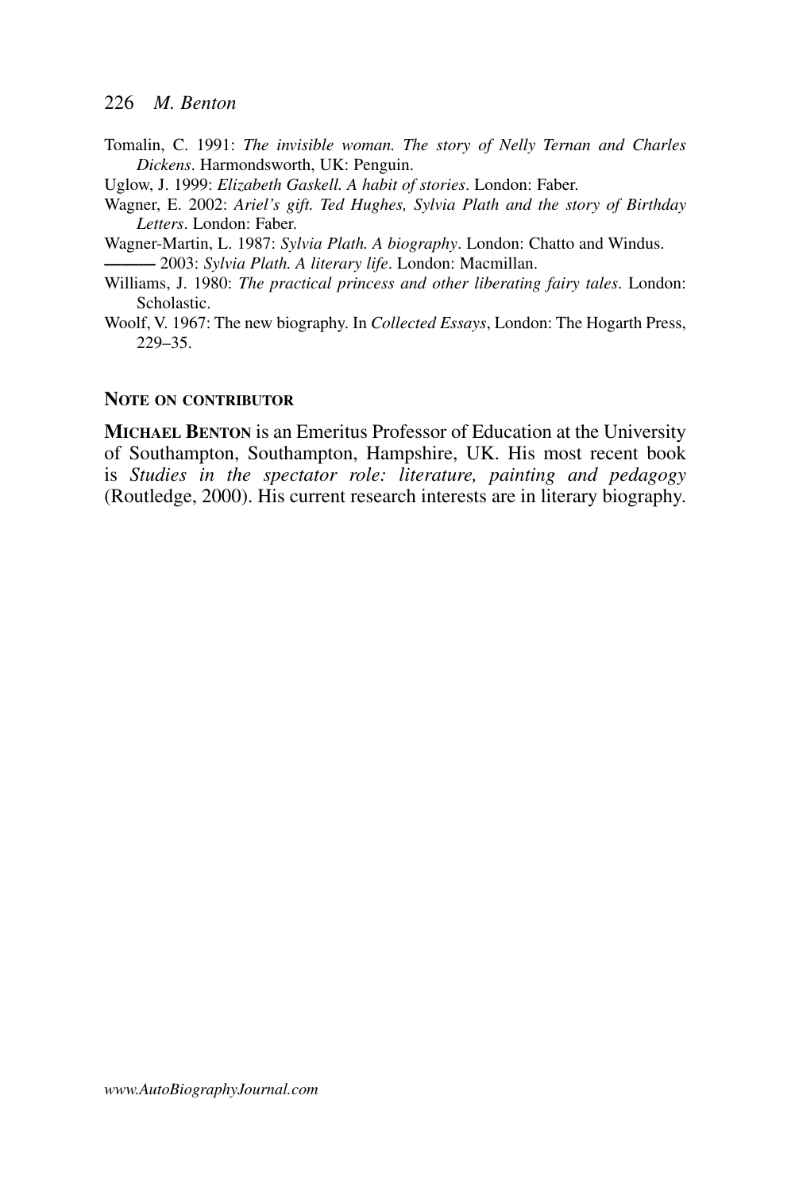Tomalin, C. 1991: *The invisible woman. The story of Nelly Ternan and Charles Dickens*. Harmondsworth, UK: Penguin.

Uglow, J. 1999: *Elizabeth Gaskell. A habit of stories*. London: Faber.

Wagner, E. 2002: *Ariel's gift. Ted Hughes, Sylvia Plath and the story of Birthday Letters*. London: Faber.

Wagner-Martin, L. 1987: *Sylvia Plath. A biography*. London: Chatto and Windus.

——— 2003: *Sylvia Plath. A literary life*. London: Macmillan.

Williams, J. 1980: *The practical princess and other liberating fairy tales*. London: Scholastic.

Woolf, V. 1967: The new biography. In *Collected Essays*, London: The Hogarth Press, 229–35.

## Note on contributor

**Michael Benton** is an Emeritus Professor of Education at the University of Southampton, Southampton, Hampshire, UK. His most recent book is *Studies in the spectator role: literature, painting and pedagogy* (Routledge, 2000). His current research interests are in literary biography.